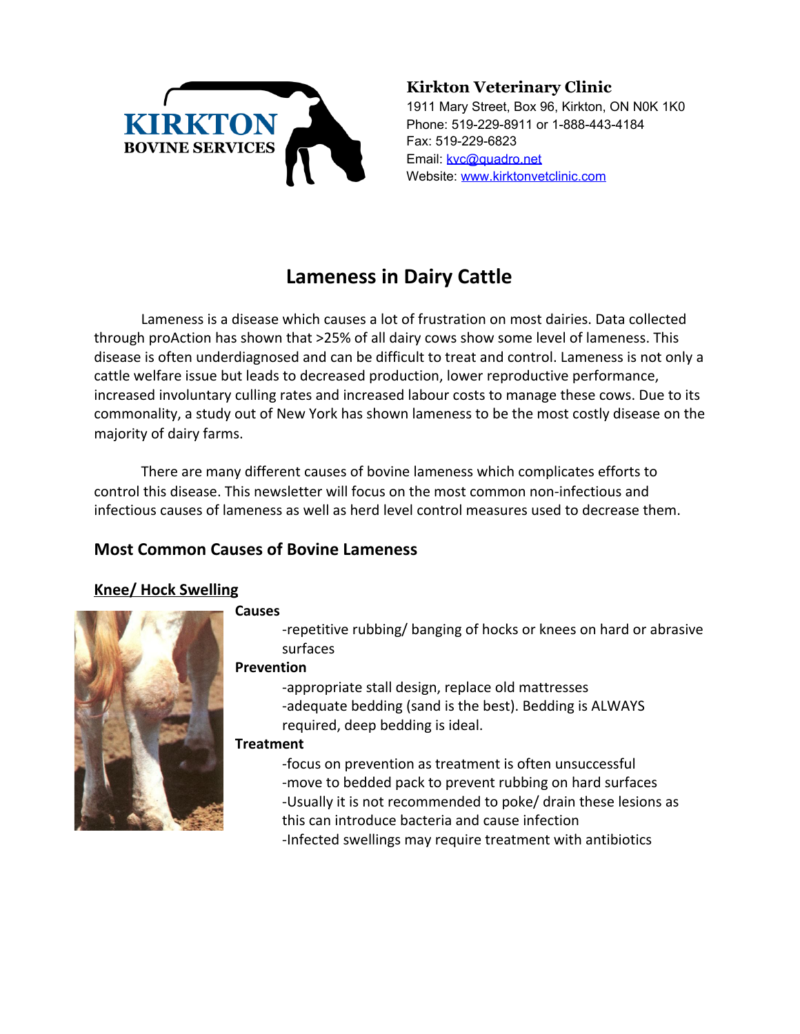**Kirkton Veterinary Clinic**
1911 Mary Street, Box 96, Kirkton, ON N0K 1K0
Phone: 519-229-8911 or 1-888-443-4184
Fax: 519-229-6823
Email: kvc@quadro.net
Website: www.kirktonvetclinic.com

# Lameness in Dairy Cattle

Lameness is a disease which causes a lot of frustration on most dairies. Data collected through proAction has shown that >25% of all dairy cows show some level of lameness. This disease is often underdiagnosed and can be difficult to treat and control. Lameness is not only a cattle welfare issue but leads to decreased production, lower reproductive performance, increased involuntary culling rates and increased labour costs to manage these cows. Due to its commonality, a study out of New York has shown lameness to be the most costly disease on the majority of dairy farms.

There are many different causes of bovine lameness which complicates efforts to control this disease. This newsletter will focus on the most common non-infectious and infectious causes of lameness as well as herd level control measures used to decrease them.

## Most Common Causes of Bovine Lameness

### Knee/ Hock Swelling

**Causes**

-repetitive rubbing/ banging of hocks or knees on hard or abrasive surfaces

**Prevention**

-appropriate stall design, replace old mattresses
-adequate bedding (sand is the best). Bedding is ALWAYS required, deep bedding is ideal.

**Treatment**

-focus on prevention as treatment is often unsuccessful
-move to bedded pack to prevent rubbing on hard surfaces
-Usually it is not recommended to poke/ drain these lesions as this can introduce bacteria and cause infection
-Infected swellings may require treatment with antibiotics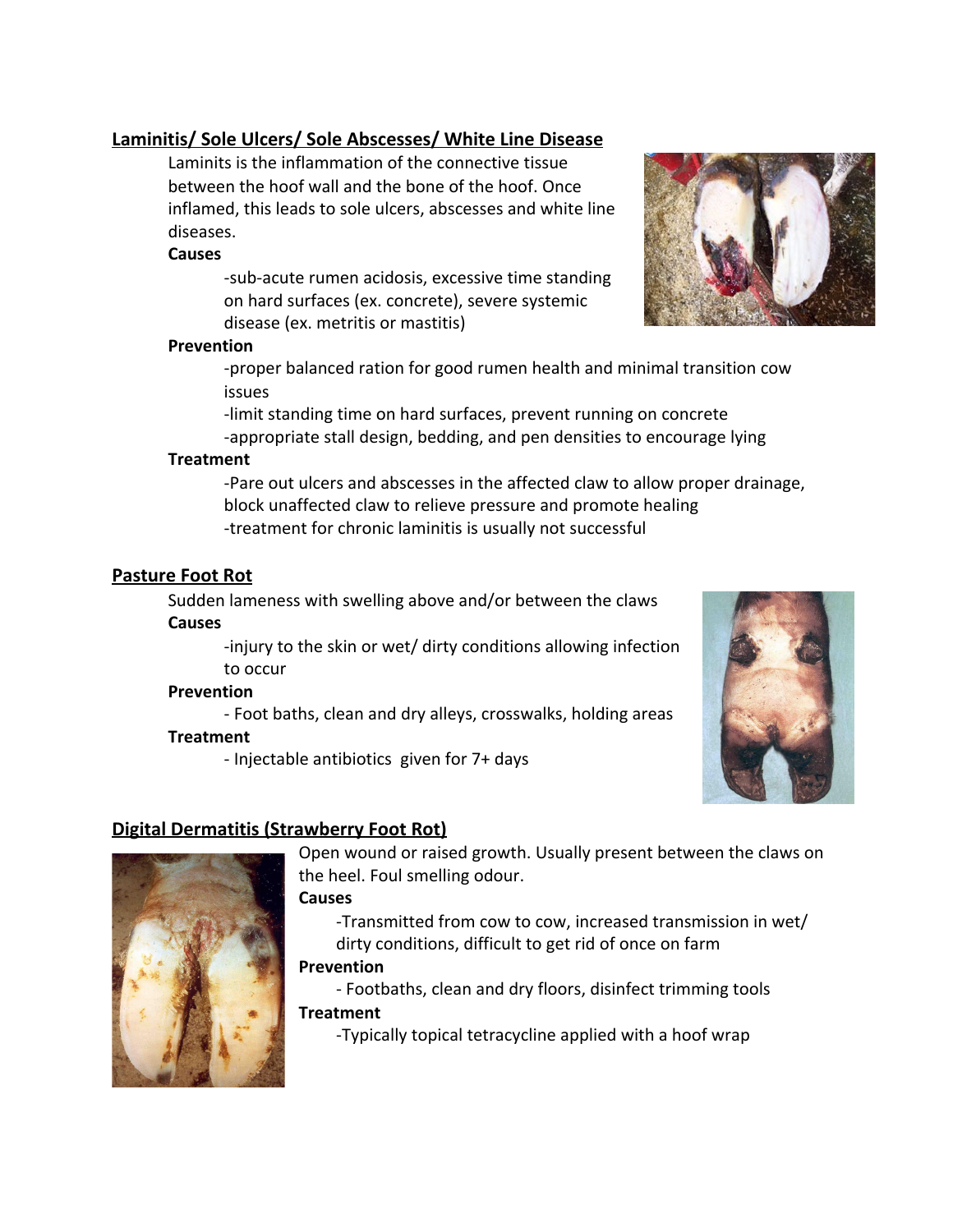## Laminitis/ Sole Ulcers/ Sole Abscesses/ White Line Disease

Laminits is the inflammation of the connective tissue between the hoof wall and the bone of the hoof. Once inflamed, this leads to sole ulcers, abscesses and white line diseases.

**Causes**

-sub-acute rumen acidosis, excessive time standing on hard surfaces (ex. concrete), severe systemic disease (ex. metritis or mastitis)

**Prevention**

-proper balanced ration for good rumen health and minimal transition cow issues

-limit standing time on hard surfaces, prevent running on concrete

-appropriate stall design, bedding, and pen densities to encourage lying

**Treatment**

-Pare out ulcers and abscesses in the affected claw to allow proper drainage, block unaffected claw to relieve pressure and promote healing

-treatment for chronic laminitis is usually not successful

## Pasture Foot Rot

Sudden lameness with swelling above and/or between the claws

**Causes**

-injury to the skin or wet/ dirty conditions allowing infection to occur

**Prevention**

- Foot baths, clean and dry alleys, crosswalks, holding areas

**Treatment**

- Injectable antibiotics given for 7+ days

## Digital Dermatitis (Strawberry Foot Rot)

Open wound or raised growth. Usually present between the claws on the heel. Foul smelling odour.

**Causes**

-Transmitted from cow to cow, increased transmission in wet/ dirty conditions, difficult to get rid of once on farm

**Prevention**

- Footbaths, clean and dry floors, disinfect trimming tools

**Treatment**

-Typically topical tetracycline applied with a hoof wrap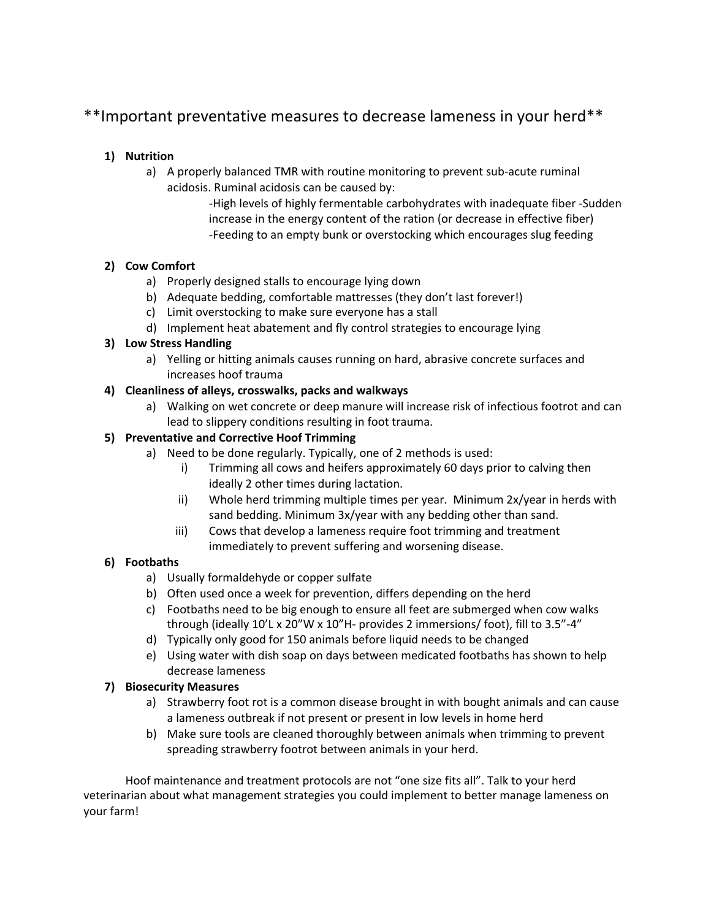## **Important preventative measures to decrease lameness in your herd**

1) **Nutrition**
   a) A properly balanced TMR with routine monitoring to prevent sub-acute ruminal acidosis. Ruminal acidosis can be caused by:
      - -High levels of highly fermentable carbohydrates with inadequate fiber -Sudden increase in the energy content of the ration (or decrease in effective fiber)
      - -Feeding to an empty bunk or overstocking which encourages slug feeding

2) **Cow Comfort**
   a) Properly designed stalls to encourage lying down
   b) Adequate bedding, comfortable mattresses (they don't last forever!)
   c) Limit overstocking to make sure everyone has a stall
   d) Implement heat abatement and fly control strategies to encourage lying

3) **Low Stress Handling**
   a) Yelling or hitting animals causes running on hard, abrasive concrete surfaces and increases hoof trauma

4) **Cleanliness of alleys, crosswalks, packs and walkways**
   a) Walking on wet concrete or deep manure will increase risk of infectious footrot and can lead to slippery conditions resulting in foot trauma.

5) **Preventative and Corrective Hoof Trimming**
   a) Need to be done regularly. Typically, one of 2 methods is used:
      i) Trimming all cows and heifers approximately 60 days prior to calving then ideally 2 other times during lactation.
      ii) Whole herd trimming multiple times per year. Minimum 2x/year in herds with sand bedding. Minimum 3x/year with any bedding other than sand.
      iii) Cows that develop a lameness require foot trimming and treatment immediately to prevent suffering and worsening disease.

6) **Footbaths**
   a) Usually formaldehyde or copper sulfate
   b) Often used once a week for prevention, differs depending on the herd
   c) Footbaths need to be big enough to ensure all feet are submerged when cow walks through (ideally 10'L x 20"W x 10"H- provides 2 immersions/ foot), fill to 3.5"-4"
   d) Typically only good for 150 animals before liquid needs to be changed
   e) Using water with dish soap on days between medicated footbaths has shown to help decrease lameness

7) **Biosecurity Measures**
   a) Strawberry foot rot is a common disease brought in with bought animals and can cause a lameness outbreak if not present or present in low levels in home herd
   b) Make sure tools are cleaned thoroughly between animals when trimming to prevent spreading strawberry footrot between animals in your herd.

Hoof maintenance and treatment protocols are not "one size fits all". Talk to your herd veterinarian about what management strategies you could implement to better manage lameness on your farm!